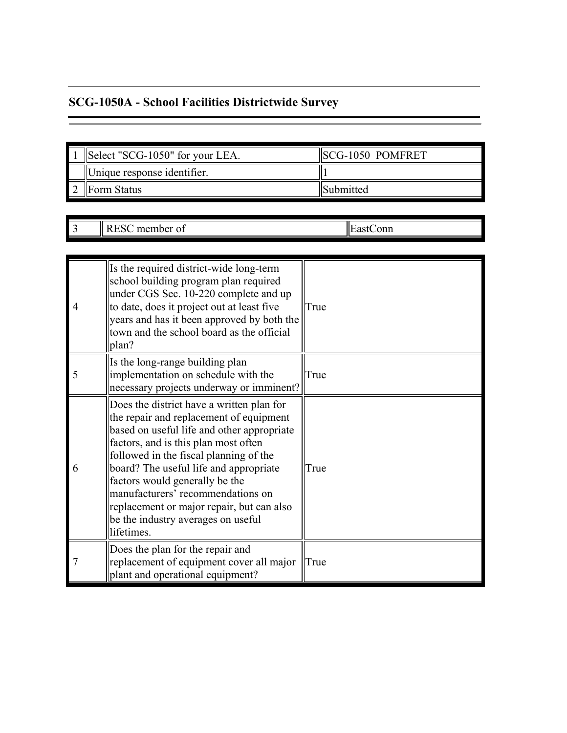## SCG-1050A - School Facilities Districtwide Survey

| | | |
|---|---|---|
| 1 | Select "SCG-1050" for your LEA. | SCG-1050_POMFRET |
| | Unique response identifier. | 1 |
| 2 | Form Status | Submitted |

| | | |
|---|---|---|
| 3 | RESC member of | EastConn |

| | | |
|---|---|---|
| 4 | Is the required district-wide long-term school building program plan required under CGS Sec. 10-220 complete and up to date, does it project out at least five years and has it been approved by both the town and the school board as the official plan? | True |
| 5 | Is the long-range building plan implementation on schedule with the necessary projects underway or imminent? | True |
| 6 | Does the district have a written plan for the repair and replacement of equipment based on useful life and other appropriate factors, and is this plan most often followed in the fiscal planning of the board? The useful life and appropriate factors would generally be the manufacturers' recommendations on replacement or major repair, but can also be the industry averages on useful lifetimes. | True |
| 7 | Does the plan for the repair and replacement of equipment cover all major plant and operational equipment? | True |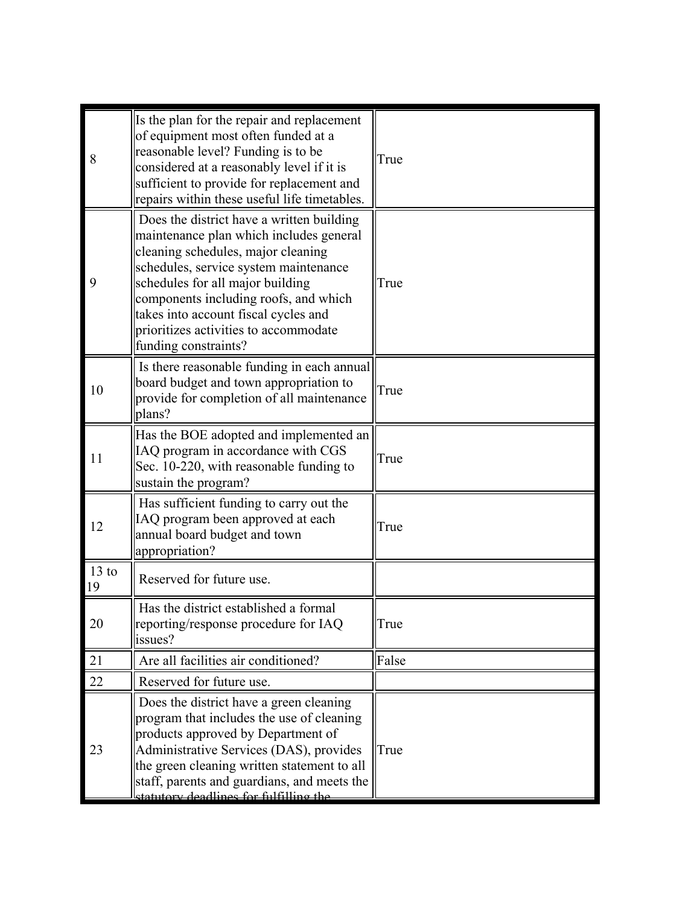| | | |
|---|---|---|
| 8 | Is the plan for the repair and replacement of equipment most often funded at a reasonable level? Funding is to be considered at a reasonably level if it is sufficient to provide for replacement and repairs within these useful life timetables. | True |
| 9 | Does the district have a written building maintenance plan which includes general cleaning schedules, major cleaning schedules, service system maintenance schedules for all major building components including roofs, and which takes into account fiscal cycles and prioritizes activities to accommodate funding constraints? | True |
| 10 | Is there reasonable funding in each annual board budget and town appropriation to provide for completion of all maintenance plans? | True |
| 11 | Has the BOE adopted and implemented an IAQ program in accordance with CGS Sec. 10-220, with reasonable funding to sustain the program? | True |
| 12 | Has sufficient funding to carry out the IAQ program been approved at each annual board budget and town appropriation? | True |
| 13 to 19 | Reserved for future use. | |
| 20 | Has the district established a formal reporting/response procedure for IAQ issues? | True |
| 21 | Are all facilities air conditioned? | False |
| 22 | Reserved for future use. | |
| 23 | Does the district have a green cleaning program that includes the use of cleaning products approved by Department of Administrative Services (DAS), provides the green cleaning written statement to all staff, parents and guardians, and meets the statutory deadlines for fulfilling the | True |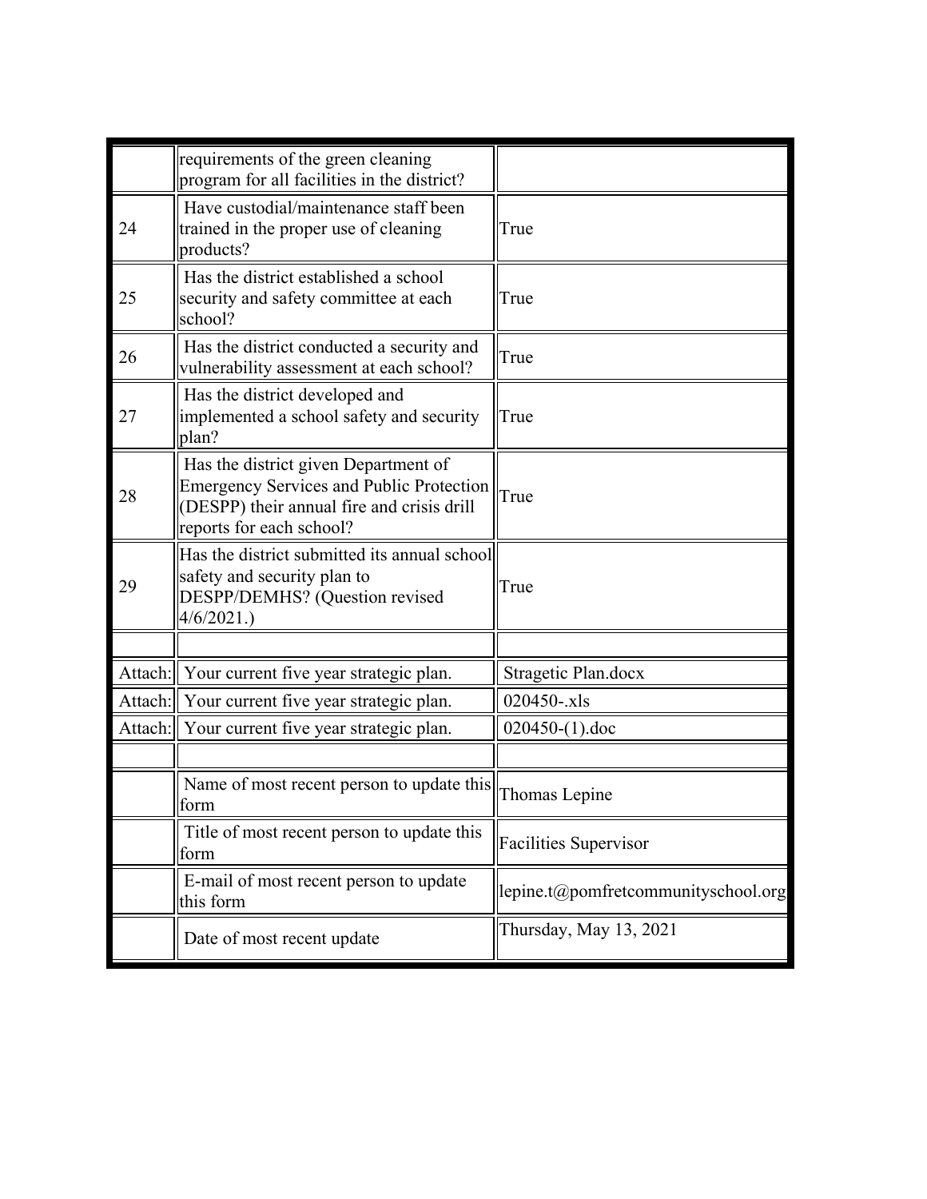| | | |
|---|---|---|
| | requirements of the green cleaning program for all facilities in the district? | |
| 24 | Have custodial/maintenance staff been trained in the proper use of cleaning products? | True |
| 25 | Has the district established a school security and safety committee at each school? | True |
| 26 | Has the district conducted a security and vulnerability assessment at each school? | True |
| 27 | Has the district developed and implemented a school safety and security plan? | True |
| 28 | Has the district given Department of Emergency Services and Public Protection (DESPP) their annual fire and crisis drill reports for each school? | True |
| 29 | Has the district submitted its annual school safety and security plan to DESPP/DEMHS? (Question revised 4/6/2021.) | True |
| | | |
| Attach: | Your current five year strategic plan. | Stragetic Plan.docx |
| Attach: | Your current five year strategic plan. | 020450-.xls |
| Attach: | Your current five year strategic plan. | 020450-(1).doc |
| | | |
| | Name of most recent person to update this form | Thomas Lepine |
| | Title of most recent person to update this form | Facilities Supervisor |
| | E-mail of most recent person to update this form | lepine.t@pomfretcommunityschool.org |
| | Date of most recent update | Thursday, May 13, 2021 |